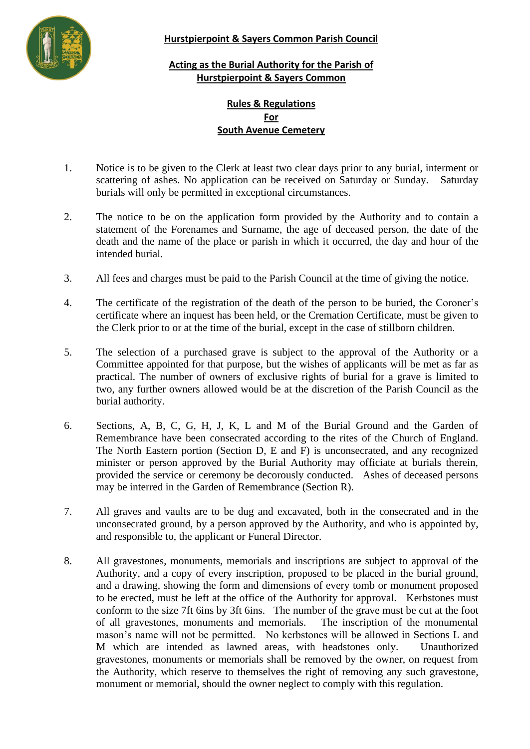**Hurstpierpoint & Sayers Common Parish Council**

**Acting as the Burial Authority for the Parish of Hurstpierpoint & Sayers Common**

**Rules & Regulations For South Avenue Cemetery**

1. Notice is to be given to the Clerk at least two clear days prior to any burial, interment or scattering of ashes. No application can be received on Saturday or Sunday. Saturday burials will only be permitted in exceptional circumstances.

2. The notice to be on the application form provided by the Authority and to contain a statement of the Forenames and Surname, the age of deceased person, the date of the death and the name of the place or parish in which it occurred, the day and hour of the intended burial.

3. All fees and charges must be paid to the Parish Council at the time of giving the notice.

4. The certificate of the registration of the death of the person to be buried, the Coroner's certificate where an inquest has been held, or the Cremation Certificate, must be given to the Clerk prior to or at the time of the burial, except in the case of stillborn children.

5. The selection of a purchased grave is subject to the approval of the Authority or a Committee appointed for that purpose, but the wishes of applicants will be met as far as practical. The number of owners of exclusive rights of burial for a grave is limited to two, any further owners allowed would be at the discretion of the Parish Council as the burial authority.

6. Sections, A, B, C, G, H, J, K, L and M of the Burial Ground and the Garden of Remembrance have been consecrated according to the rites of the Church of England. The North Eastern portion (Section D, E and F) is unconsecrated, and any recognized minister or person approved by the Burial Authority may officiate at burials therein, provided the service or ceremony be decorously conducted. Ashes of deceased persons may be interred in the Garden of Remembrance (Section R).

7. All graves and vaults are to be dug and excavated, both in the consecrated and in the unconsecrated ground, by a person approved by the Authority, and who is appointed by, and responsible to, the applicant or Funeral Director.

8. All gravestones, monuments, memorials and inscriptions are subject to approval of the Authority, and a copy of every inscription, proposed to be placed in the burial ground, and a drawing, showing the form and dimensions of every tomb or monument proposed to be erected, must be left at the office of the Authority for approval. Kerbstones must conform to the size 7ft 6ins by 3ft 6ins. The number of the grave must be cut at the foot of all gravestones, monuments and memorials. The inscription of the monumental mason's name will not be permitted. No kerbstones will be allowed in Sections L and M which are intended as lawned areas, with headstones only. Unauthorized gravestones, monuments or memorials shall be removed by the owner, on request from the Authority, which reserve to themselves the right of removing any such gravestone, monument or memorial, should the owner neglect to comply with this regulation.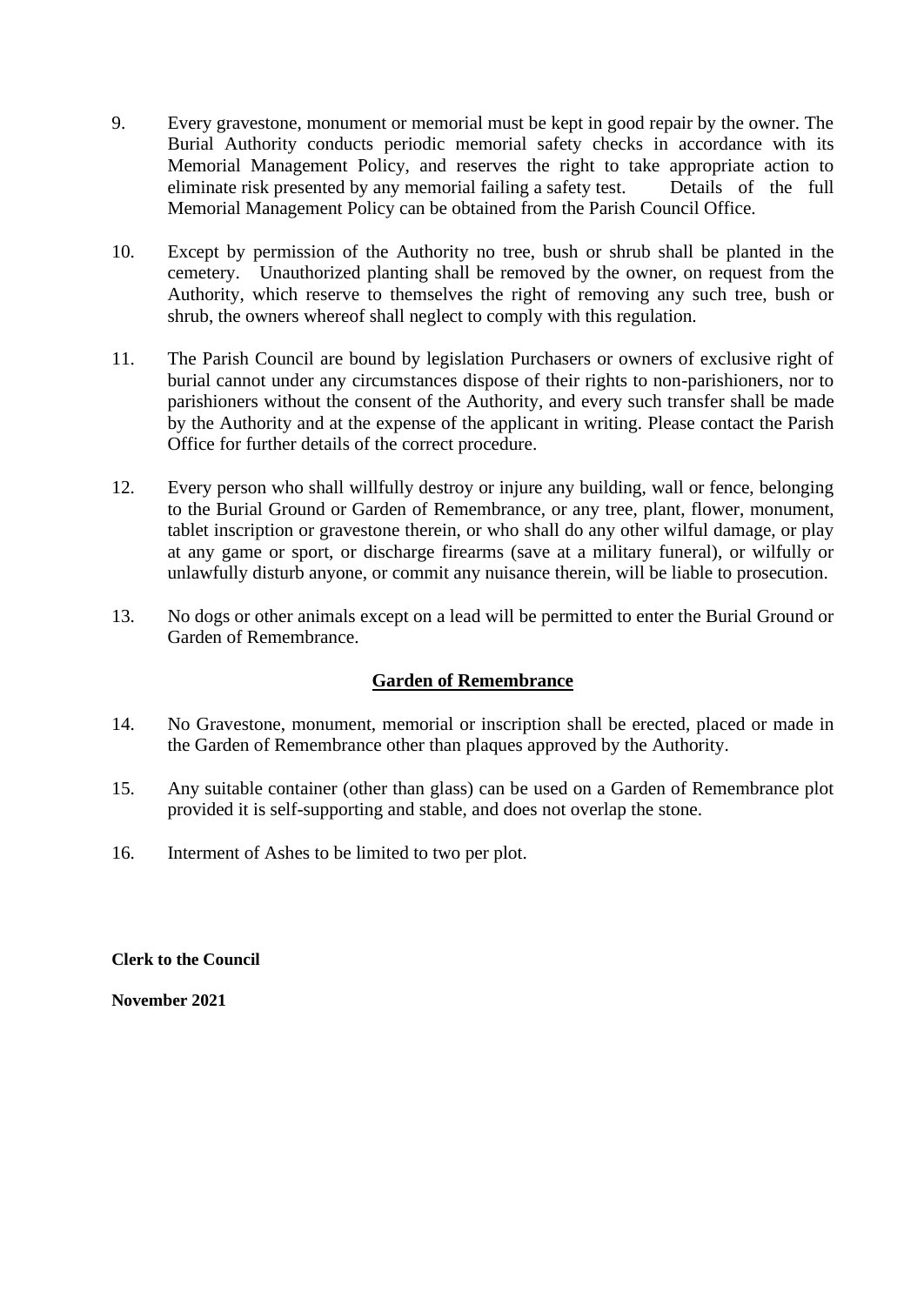9. Every gravestone, monument or memorial must be kept in good repair by the owner. The Burial Authority conducts periodic memorial safety checks in accordance with its Memorial Management Policy, and reserves the right to take appropriate action to eliminate risk presented by any memorial failing a safety test. Details of the full Memorial Management Policy can be obtained from the Parish Council Office.

10. Except by permission of the Authority no tree, bush or shrub shall be planted in the cemetery. Unauthorized planting shall be removed by the owner, on request from the Authority, which reserve to themselves the right of removing any such tree, bush or shrub, the owners whereof shall neglect to comply with this regulation.

11. The Parish Council are bound by legislation Purchasers or owners of exclusive right of burial cannot under any circumstances dispose of their rights to non-parishioners, nor to parishioners without the consent of the Authority, and every such transfer shall be made by the Authority and at the expense of the applicant in writing. Please contact the Parish Office for further details of the correct procedure.

12. Every person who shall willfully destroy or injure any building, wall or fence, belonging to the Burial Ground or Garden of Remembrance, or any tree, plant, flower, monument, tablet inscription or gravestone therein, or who shall do any other wilful damage, or play at any game or sport, or discharge firearms (save at a military funeral), or wilfully or unlawfully disturb anyone, or commit any nuisance therein, will be liable to prosecution.

13. No dogs or other animals except on a lead will be permitted to enter the Burial Ground or Garden of Remembrance.

## Garden of Remembrance

14. No Gravestone, monument, memorial or inscription shall be erected, placed or made in the Garden of Remembrance other than plaques approved by the Authority.

15. Any suitable container (other than glass) can be used on a Garden of Remembrance plot provided it is self-supporting and stable, and does not overlap the stone.

16. Interment of Ashes to be limited to two per plot.

**Clerk to the Council**

**November 2021**